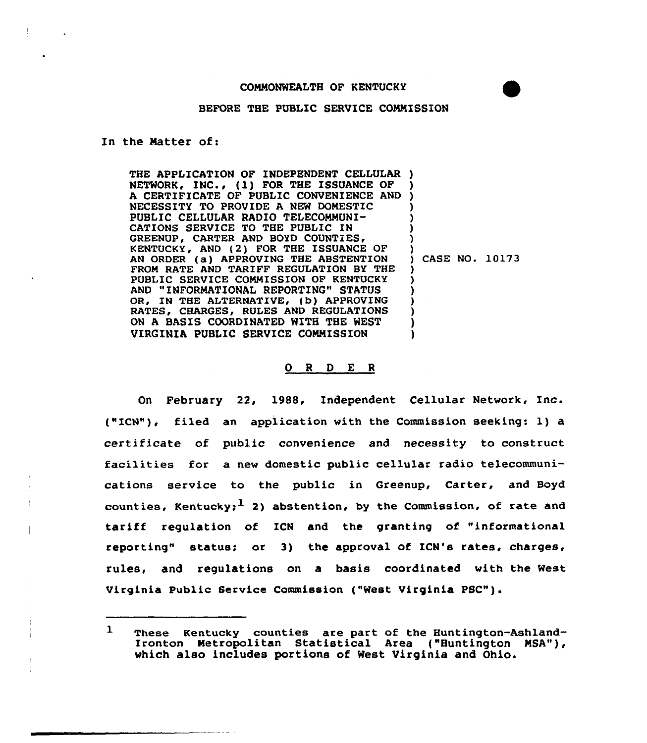COMMONWEALTH OF KENTUCKY

BEFORE THE PUBLIC SERVICE COMMISSION

In the Matter of:

THE APPLICATION OF INDEPENDENT CELLULAR NETWORK, INC., (1) FOR THE ISSUANCE OF A CERTIFICATE OF PUBLIC CONVENIENCE AND NECESSITY TO PROVIDE A NEW DOMESTIC PUBLIC CELLULAR RADIO TELECOMMUNICATIONS SERVICE TO THE PUBLIC IN GREENUP, CARTER AND BOYD COUNTIES, KENTUCKY, AND (2) FOR THE ISSUANCE OF AN ORDER (a) APPROVING THE ABSTENTION FROM RATE AND TARIFF REGULATION BY THE PUBLIC SERVICE COMMISSION OF KENTUCKY AND "INFORMATIONAL REPORTING" STATUS OR, IN THE ALTERNATIVE, (b) APPROVING RATES, CHARGES, RULES AND REGULATIONS ON A BASIS COORDINATED WITH THE WEST VIRGINIA PUBLIC SERVICE COMMISSION

) CASE NO. 10173

O R D E R

On February 22, 1988, Independent Cellular Network, Inc. ("ICN"), filed an application with the Commission seeking: 1) a certificate of public convenience and necessity to construct facilities for a new domestic public cellular radio telecommunications service to the public in Greenup, Carter, and Boyd counties, Kentucky;[1] 2) abstention, by the Commission, of rate and tariff regulation of ICN and the granting of "informational reporting" status; or 3) the approval of ICN's rates, charges, rules, and regulations on a basis coordinated with the West Virginia Public Service Commission ("West Virginia PSC").

[1] These Kentucky counties are part of the Huntington-Ashland-Ironton Metropolitan Statistical Area ("Huntington MSA"), which also includes portions of West Virginia and Ohio.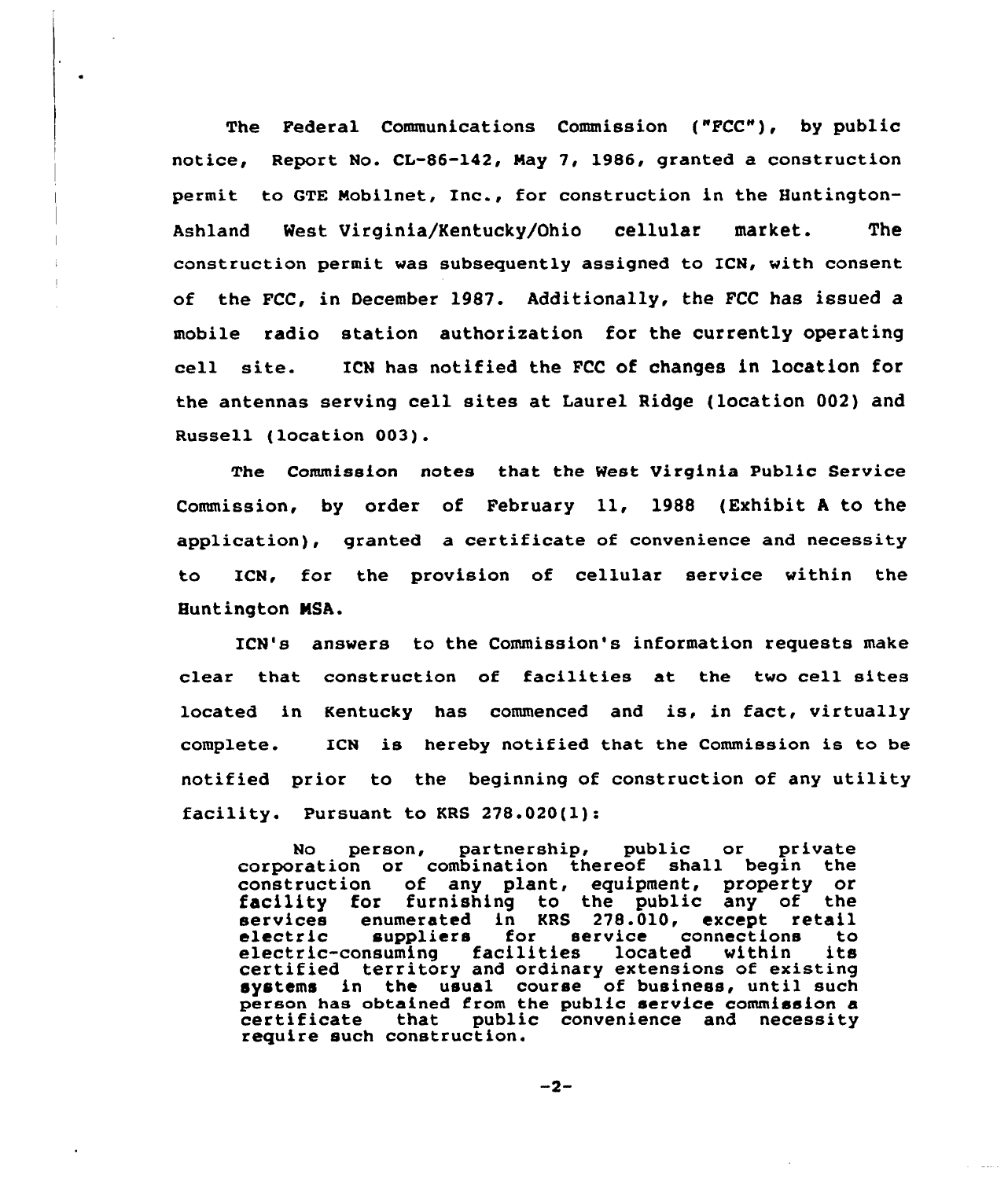The Federal Communications Commission ("FCC"), by public notice, Report No. CL-86-142, May 7, 1986, granted a construction permit to GTE Mobilnet, Inc., for construction in the Huntington-Ashland West Virginia/Kentucky/Ohio cellular market. The construction permit was subsequently assigned to ICN, with consent of the FCC, in December 1987. Additionally, the FCC has issued a mobile radio station authorization for the currently operating cell site. ICN has notified the FCC of changes in location for the antennas serving cell sites at Laurel Ridge (location 002) and Russell (location 003).

The Commission notes that the West Virginia Public Service Commission, by order of February 11, 1988 (Exhibit A to the application), granted a certificate of convenience and necessity to ICN, for the provision of cellular service within the Huntington MSA.

ICN's answers to the Commission's information requests make clear that construction of facilities at the two cell sites located in Kentucky has commenced and is, in fact, virtually complete. ICN is hereby notified that the Commission is to be notified prior to the beginning of construction of any utility facility. Pursuant to KRS 278.020(1):

> No person, partnership, public or private corporation or combination thereof shall begin the construction of any plant, equipment, property or facility for furnishing to the public any of the services enumerated in KRS 278.010, except retail electric suppliers for service connections to electric-consuming facilities located within its certified territory and ordinary extensions of existing systems in the usual course of business, until such person has obtained from the public service commission a certificate that public convenience and necessity require such construction.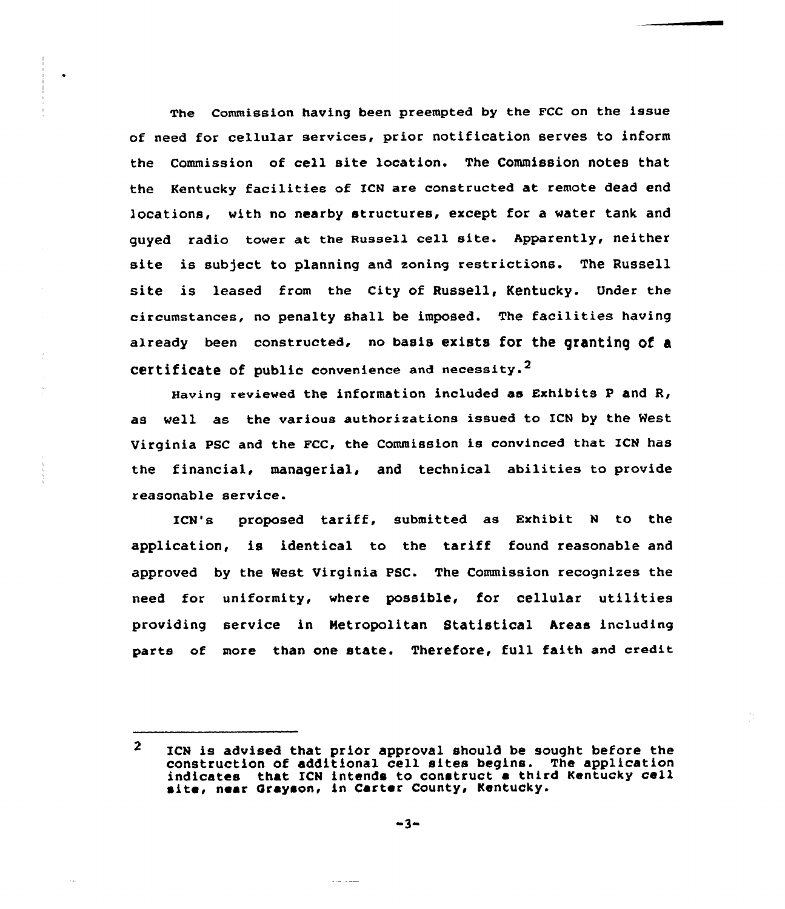The Commission having been preempted by the FCC on the issue of need for cellular services, prior notification serves to inform the Commission of cell site location. The Commission notes that the Kentucky facilities of ICN are constructed at remote dead end locations, with no nearby structures, except for a water tank and guyed radio tower at the Russell cell site. Apparently, neither site is subject to planning and zoning restrictions. The Russell site is leased from the City of Russell, Kentucky. Under the circumstances, no penalty shall be imposed. The facilities having already been constructed, no basis exists for the granting of a certificate of public convenience and necessity.[2]

Having reviewed the information included as Exhibits P and R, as well as the various authorizations issued to ICN by the West Virginia PSC and the FCC, the Commission is convinced that ICN has the financial, managerial, and technical abilities to provide reasonable service.

ICN's proposed tariff, submitted as Exhibit N to the application, is identical to the tariff found reasonable and approved by the West Virginia PSC. The Commission recognizes the need for uniformity, where possible, for cellular utilities providing service in Metropolitan Statistical Areas including parts of more than one state. Therefore, full faith and credit

---

[2] ICN is advised that prior approval should be sought before the construction of additional cell sites begins. The application indicates that ICN intends to construct a third Kentucky cell site, near Grayson, in Carter County, Kentucky.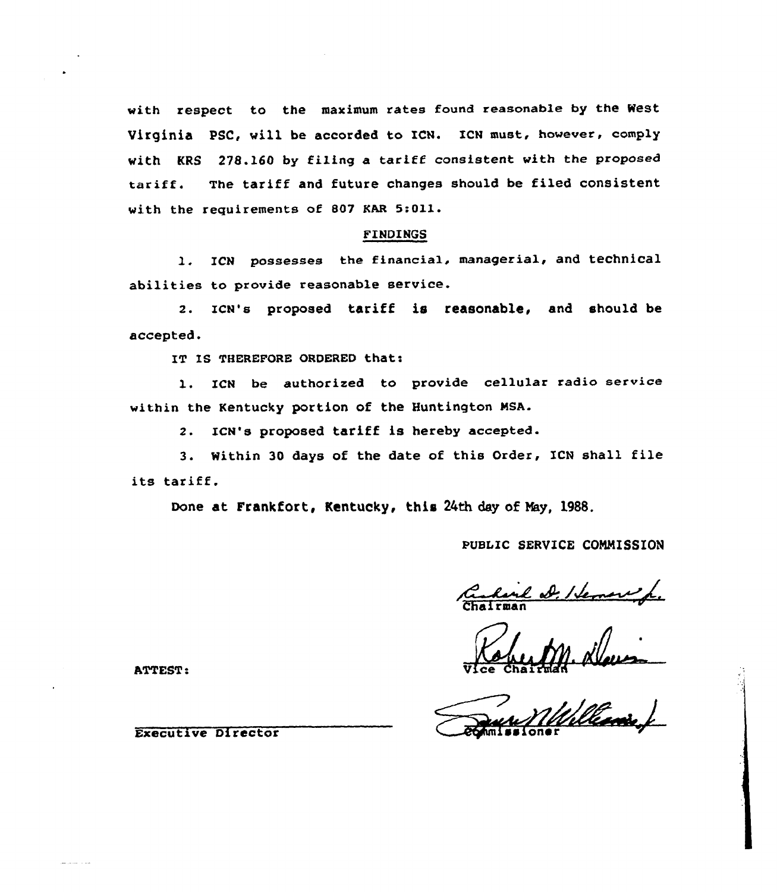with respect to the maximum rates found reasonable by the West Virginia PSC, will be accorded to ICN. ICN must, however, comply with KRS 278.160 by filing a tariff consistent with the proposed tariff. The tariff and future changes should be filed consistent with the requirements of 807 KAR 5:011.

## FINDINGS

1. ICN possesses the financial, managerial, and technical abilities to provide reasonable service.

2. ICN's proposed tariff is reasonable, and should be accepted.

IT IS THEREFORE ORDERED that:

1. ICN be authorized to provide cellular radio service within the Kentucky portion of the Huntington MSA.

2. ICN's proposed tariff is hereby accepted.

3. Within 30 days of the date of this Order, ICN shall file its tariff.

Done at Frankfort, Kentucky, this 24th day of May, 1988.

PUBLIC SERVICE COMMISSION

Chairman

Vice Chairman

Commissioner

ATTEST:

Executive Director